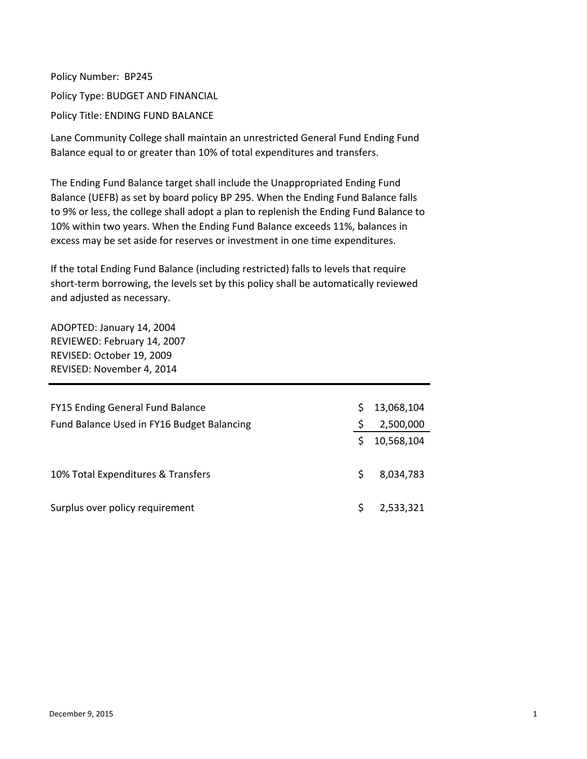Policy Number: BP245

Policy Type: BUDGET AND FINANCIAL

Policy Title: ENDING FUND BALANCE

Lane Community College shall maintain an unrestricted General Fund Ending Fund Balance equal to or greater than 10% of total expenditures and transfers.

The Ending Fund Balance target shall include the Unappropriated Ending Fund Balance (UEFB) as set by board policy BP 295. When the Ending Fund Balance falls to 9% or less, the college shall adopt a plan to replenish the Ending Fund Balance to 10% within two years. When the Ending Fund Balance exceeds 11%, balances in excess may be set aside for reserves or investment in one time expenditures.

If the total Ending Fund Balance (including restricted) falls to levels that require short-term borrowing, the levels set by this policy shall be automatically reviewed and adjusted as necessary.

ADOPTED: January 14, 2004
REVIEWED: February 14, 2007
REVISED: October 19, 2009
REVISED: November 4, 2014

---

| | | |
|---|---|---|
| FY15 Ending General Fund Balance | $ | 13,068,104 |
| Fund Balance Used in FY16 Budget Balancing | $ | 2,500,000 |
| | $ | 10,568,104 |
| 10% Total Expenditures & Transfers | $ | 8,034,783 |
| Surplus over policy requirement | $ | 2,533,321 |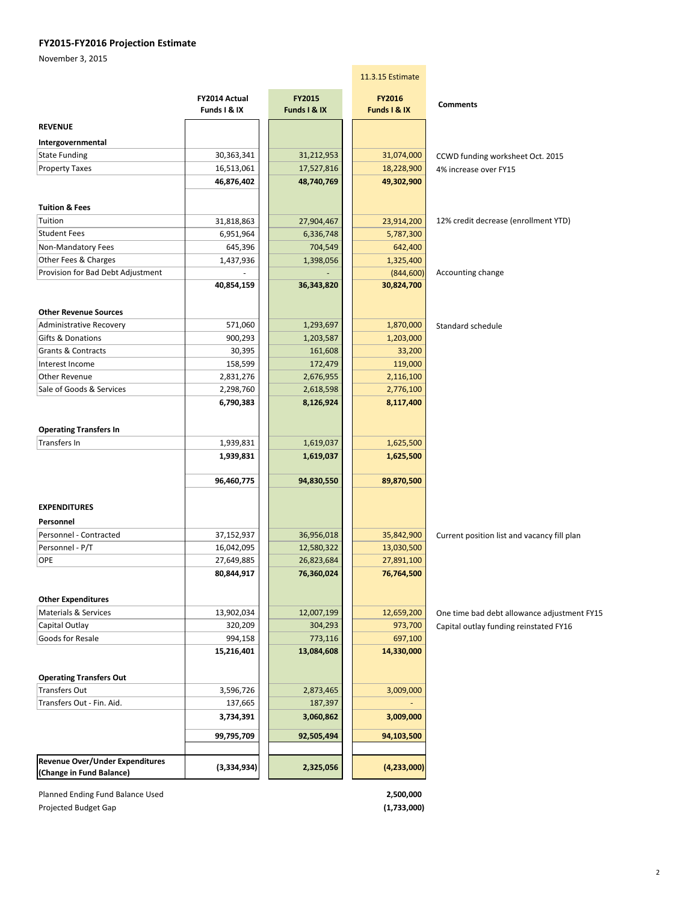# FY2015-FY2016 Projection Estimate

November 3, 2015

| | FY2014 Actual Funds I & IX | FY2015 Funds I & IX | 11.3.15 Estimate FY2016 Funds I & IX | Comments |
|---|---|---|---|---|
| **REVENUE** | | | | |
| **Intergovernmental** | | | | |
| State Funding | 30,363,341 | 31,212,953 | 31,074,000 | CCWD funding worksheet Oct. 2015 |
| Property Taxes | 16,513,061 | 17,527,816 | 18,228,900 | 4% increase over FY15 |
| | **46,876,402** | **48,740,769** | **49,302,900** | |
| **Tuition & Fees** | | | | |
| Tuition | 31,818,863 | 27,904,467 | 23,914,200 | 12% credit decrease (enrollment YTD) |
| Student Fees | 6,951,964 | 6,336,748 | 5,787,300 | |
| Non-Mandatory Fees | 645,396 | 704,549 | 642,400 | |
| Other Fees & Charges | 1,437,936 | 1,398,056 | 1,325,400 | |
| Provision for Bad Debt Adjustment | - | - | (844,600) | Accounting change |
| | **40,854,159** | **36,343,820** | **30,824,700** | |
| **Other Revenue Sources** | | | | |
| Administrative Recovery | 571,060 | 1,293,697 | 1,870,000 | Standard schedule |
| Gifts & Donations | 900,293 | 1,203,587 | 1,203,000 | |
| Grants & Contracts | 30,395 | 161,608 | 33,200 | |
| Interest Income | 158,599 | 172,479 | 119,000 | |
| Other Revenue | 2,831,276 | 2,676,955 | 2,116,100 | |
| Sale of Goods & Services | 2,298,760 | 2,618,598 | 2,776,100 | |
| | **6,790,383** | **8,126,924** | **8,117,400** | |
| **Operating Transfers In** | | | | |
| Transfers In | 1,939,831 | 1,619,037 | 1,625,500 | |
| | **1,939,831** | **1,619,037** | **1,625,500** | |
| | **96,460,775** | **94,830,550** | **89,870,500** | |
| **EXPENDITURES** | | | | |
| **Personnel** | | | | |
| Personnel - Contracted | 37,152,937 | 36,956,018 | 35,842,900 | Current position list and vacancy fill plan |
| Personnel - P/T | 16,042,095 | 12,580,322 | 13,030,500 | |
| OPE | 27,649,885 | 26,823,684 | 27,891,100 | |
| | **80,844,917** | **76,360,024** | **76,764,500** | |
| **Other Expenditures** | | | | |
| Materials & Services | 13,902,034 | 12,007,199 | 12,659,200 | One time bad debt allowance adjustment FY15 |
| Capital Outlay | 320,209 | 304,293 | 973,700 | Capital outlay funding reinstated FY16 |
| Goods for Resale | 994,158 | 773,116 | 697,100 | |
| | **15,216,401** | **13,084,608** | **14,330,000** | |
| **Operating Transfers Out** | | | | |
| Transfers Out | 3,596,726 | 2,873,465 | 3,009,000 | |
| Transfers Out - Fin. Aid. | 137,665 | 187,397 | - | |
| | **3,734,391** | **3,060,862** | **3,009,000** | |
| | **99,795,709** | **92,505,494** | **94,103,500** | |
| **Revenue Over/Under Expenditures (Change in Fund Balance)** | **(3,334,934)** | **2,325,056** | **(4,233,000)** | |
| Planned Ending Fund Balance Used | | | **2,500,000** | |
| Projected Budget Gap | | | **(1,733,000)** | |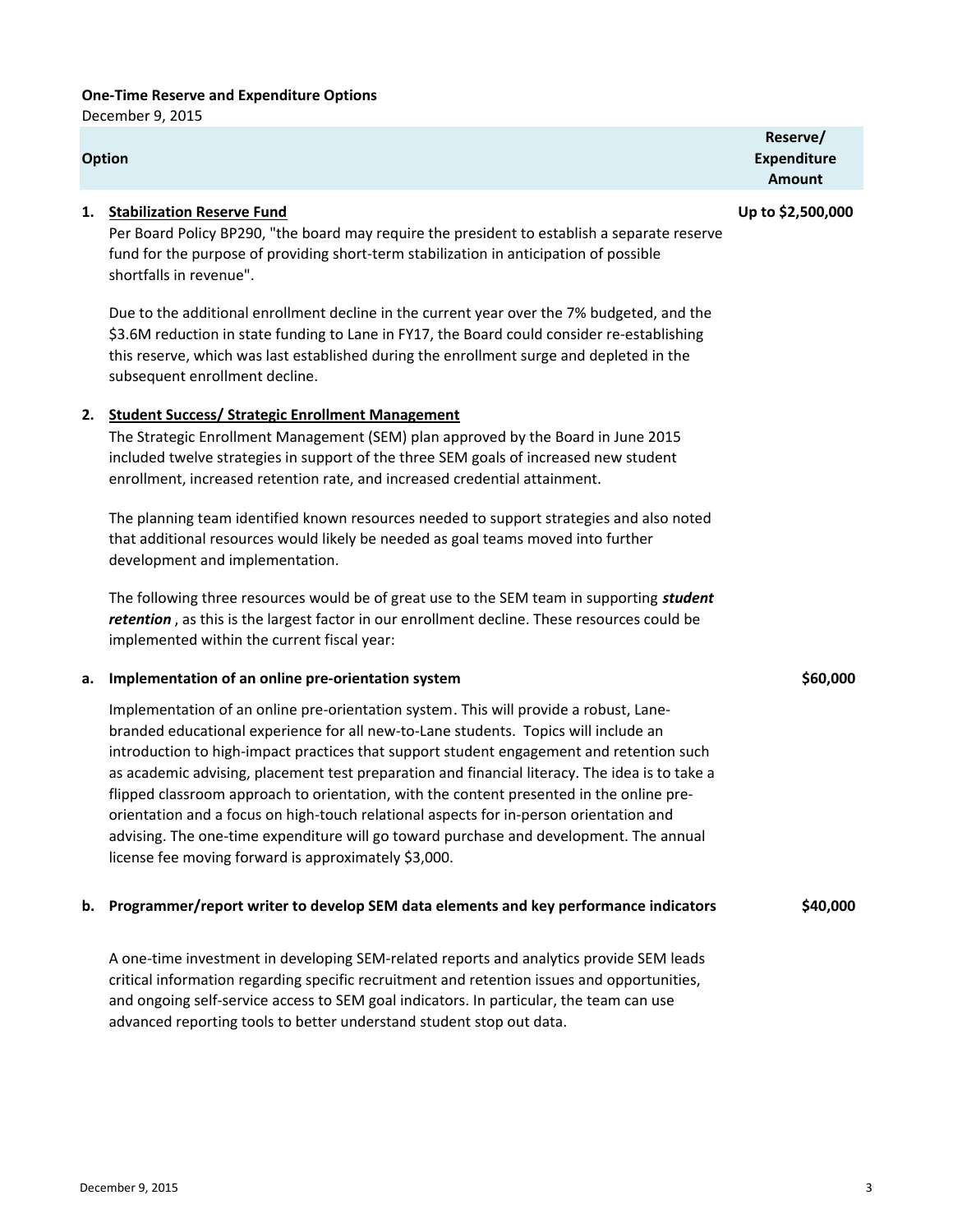**One-Time Reserve and Expenditure Options**

December 9, 2015

| Option | Reserve/ Expenditure Amount |
|---|---|
| **1. Stabilization Reserve Fund** | **Up to $2,500,000** |

Per Board Policy BP290, "the board may require the president to establish a separate reserve fund for the purpose of providing short-term stabilization in anticipation of possible shortfalls in revenue".

Due to the additional enrollment decline in the current year over the 7% budgeted, and the $3.6M reduction in state funding to Lane in FY17, the Board could consider re-establishing this reserve, which was last established during the enrollment surge and depleted in the subsequent enrollment decline.

**2. Student Success/ Strategic Enrollment Management**

The Strategic Enrollment Management (SEM) plan approved by the Board in June 2015 included twelve strategies in support of the three SEM goals of increased new student enrollment, increased retention rate, and increased credential attainment.

The planning team identified known resources needed to support strategies and also noted that additional resources would likely be needed as goal teams moved into further development and implementation.

The following three resources would be of great use to the SEM team in supporting ***student retention***, as this is the largest factor in our enrollment decline. These resources could be implemented within the current fiscal year:

| Option | Amount |
|---|---|
| **a. Implementation of an online pre-orientation system** | **$60,000** |

Implementation of an online pre-orientation system. This will provide a robust, Lane-branded educational experience for all new-to-Lane students. Topics will include an introduction to high-impact practices that support student engagement and retention such as academic advising, placement test preparation and financial literacy. The idea is to take a flipped classroom approach to orientation, with the content presented in the online pre-orientation and a focus on high-touch relational aspects for in-person orientation and advising. The one-time expenditure will go toward purchase and development. The annual license fee moving forward is approximately $3,000.

| Option | Amount |
|---|---|
| **b. Programmer/report writer to develop SEM data elements and key performance indicators** | **$40,000** |

A one-time investment in developing SEM-related reports and analytics provide SEM leads critical information regarding specific recruitment and retention issues and opportunities, and ongoing self-service access to SEM goal indicators. In particular, the team can use advanced reporting tools to better understand student stop out data.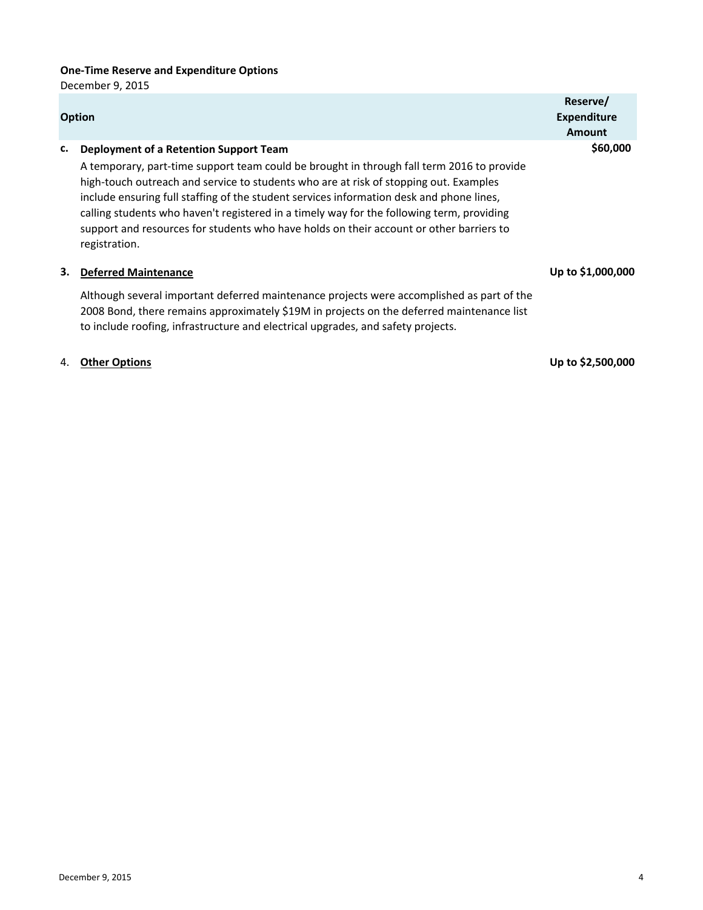**One-Time Reserve and Expenditure Options**

December 9, 2015

| | Option | Reserve/ Expenditure Amount |
|---|---|---|
| **c.** | **Deployment of a Retention Support Team**<br>A temporary, part-time support team could be brought in through fall term 2016 to provide high-touch outreach and service to students who are at risk of stopping out. Examples include ensuring full staffing of the student services information desk and phone lines, calling students who haven't registered in a timely way for the following term, providing support and resources for students who have holds on their account or other barriers to registration. | **$60,000** |
| **3.** | **Deferred Maintenance**<br>Although several important deferred maintenance projects were accomplished as part of the 2008 Bond, there remains approximately $19M in projects on the deferred maintenance list to include roofing, infrastructure and electrical upgrades, and safety projects. | **Up to $1,000,000** |
| 4. | **Other Options** | **Up to $2,500,000** |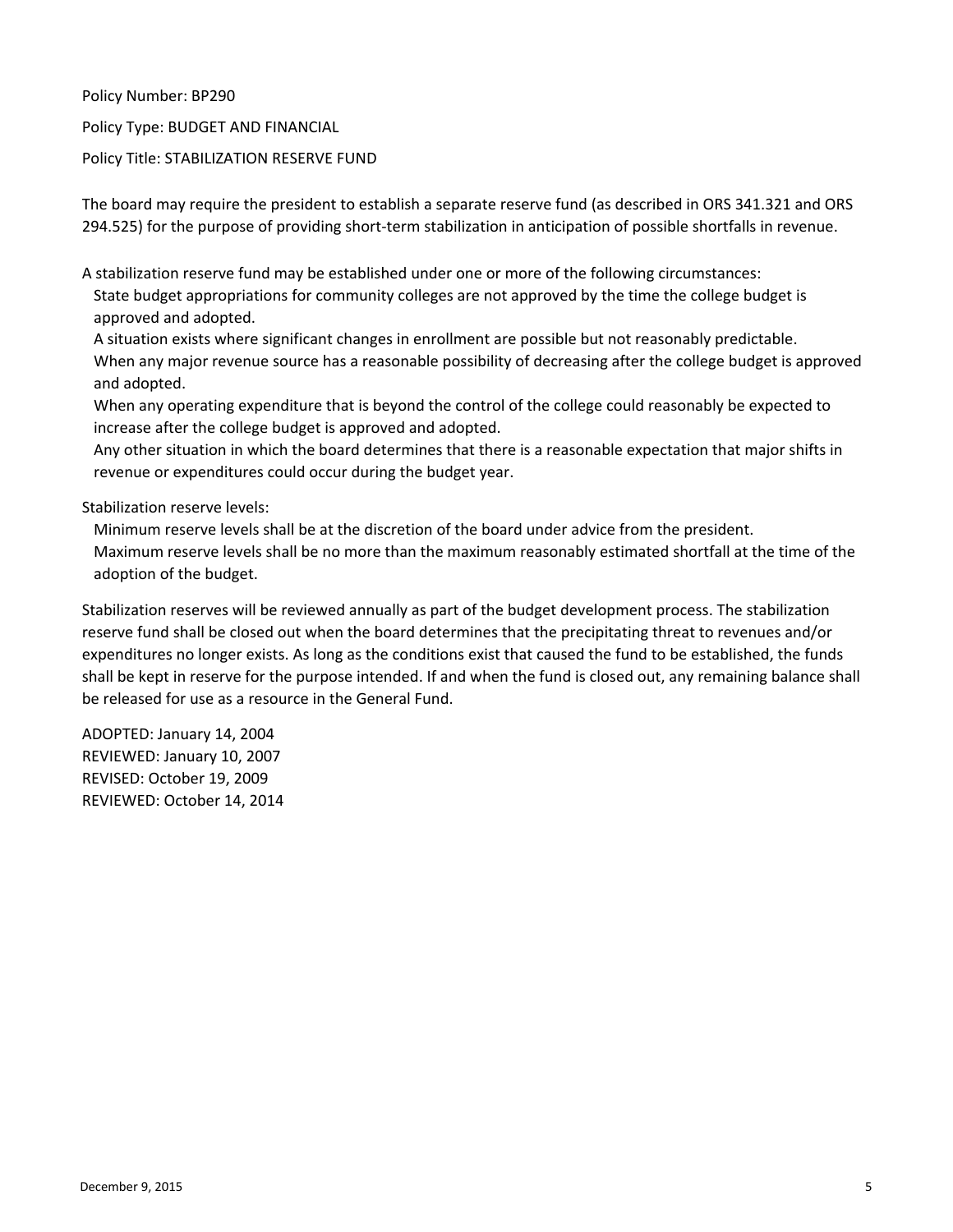Policy Number: BP290

Policy Type: BUDGET AND FINANCIAL

Policy Title: STABILIZATION RESERVE FUND

The board may require the president to establish a separate reserve fund (as described in ORS 341.321 and ORS 294.525) for the purpose of providing short-term stabilization in anticipation of possible shortfalls in revenue.

A stabilization reserve fund may be established under one or more of the following circumstances:

- State budget appropriations for community colleges are not approved by the time the college budget is approved and adopted.
- A situation exists where significant changes in enrollment are possible but not reasonably predictable.
- When any major revenue source has a reasonable possibility of decreasing after the college budget is approved and adopted.
- When any operating expenditure that is beyond the control of the college could reasonably be expected to increase after the college budget is approved and adopted.
- Any other situation in which the board determines that there is a reasonable expectation that major shifts in revenue or expenditures could occur during the budget year.

Stabilization reserve levels:

- Minimum reserve levels shall be at the discretion of the board under advice from the president.
- Maximum reserve levels shall be no more than the maximum reasonably estimated shortfall at the time of the adoption of the budget.

Stabilization reserves will be reviewed annually as part of the budget development process. The stabilization reserve fund shall be closed out when the board determines that the precipitating threat to revenues and/or expenditures no longer exists. As long as the conditions exist that caused the fund to be established, the funds shall be kept in reserve for the purpose intended. If and when the fund is closed out, any remaining balance shall be released for use as a resource in the General Fund.

ADOPTED: January 14, 2004
REVIEWED: January 10, 2007
REVISED: October 19, 2009
REVIEWED: October 14, 2014